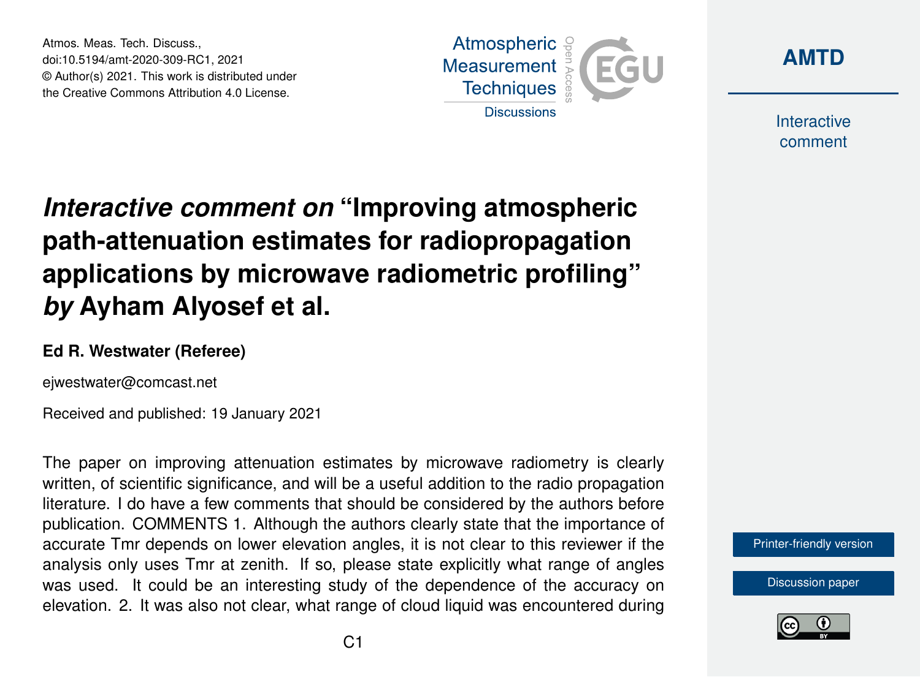# *Interactive comment on* "Improving atmospheric path-attenuation estimates for radiopropagation applications by microwave radiometric profiling" *by* Ayham Alyosef et al.

**Ed R. Westwater (Referee)**

ejwestwater@comcast.net

Received and published: 19 January 2021

The paper on improving attenuation estimates by microwave radiometry is clearly written, of scientific significance, and will be a useful addition to the radio propagation literature. I do have a few comments that should be considered by the authors before publication. COMMENTS 1. Although the authors clearly state that the importance of accurate Tmr depends on lower elevation angles, it is not clear to this reviewer if the analysis only uses Tmr at zenith. If so, please state explicitly what range of angles was used. It could be an interesting study of the dependence of the accuracy on elevation. 2. It was also not clear, what range of cloud liquid was encountered during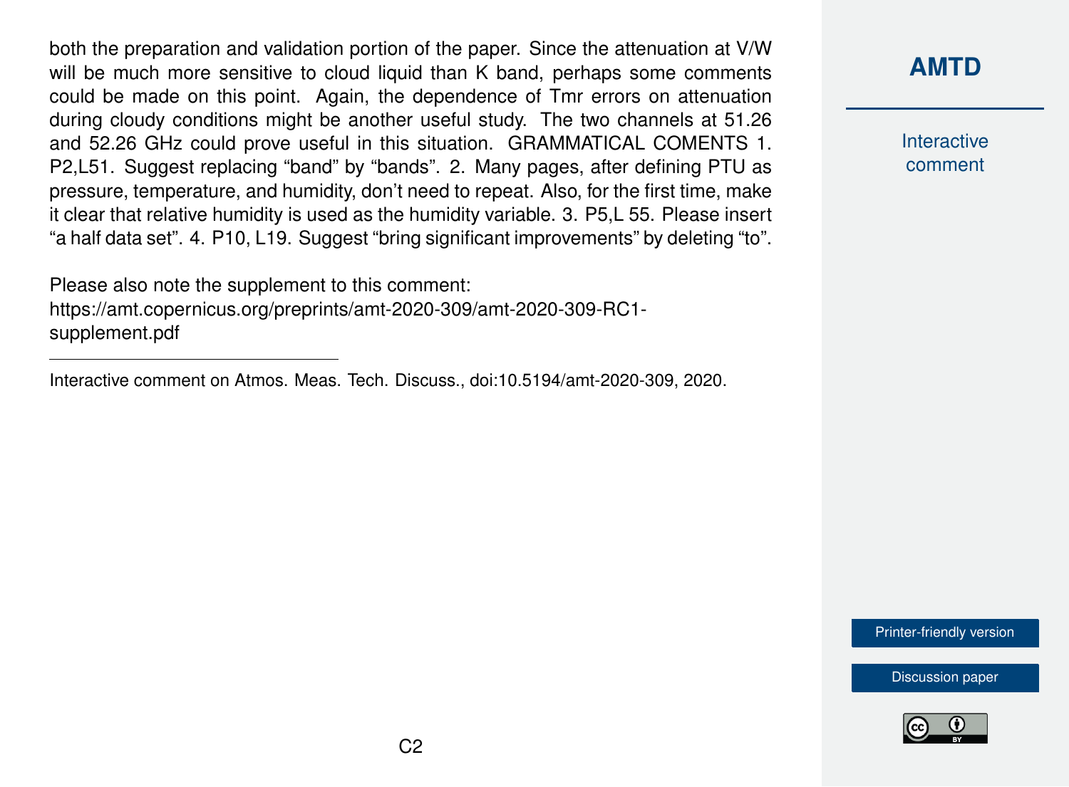both the preparation and validation portion of the paper. Since the attenuation at V/W will be much more sensitive to cloud liquid than K band, perhaps some comments could be made on this point. Again, the dependence of Tmr errors on attenuation during cloudy conditions might be another useful study. The two channels at 51.26 and 52.26 GHz could prove useful in this situation. GRAMMATICAL COMENTS 1. P2,L51. Suggest replacing "band" by "bands". 2. Many pages, after defining PTU as pressure, temperature, and humidity, don't need to repeat. Also, for the first time, make it clear that relative humidity is used as the humidity variable. 3. P5,L 55. Please insert "a half data set". 4. P10, L19. Suggest "bring significant improvements" by deleting "to".

Please also note the supplement to this comment:
https://amt.copernicus.org/preprints/amt-2020-309/amt-2020-309-RC1-supplement.pdf

---

Interactive comment on Atmos. Meas. Tech. Discuss., doi:10.5194/amt-2020-309, 2020.